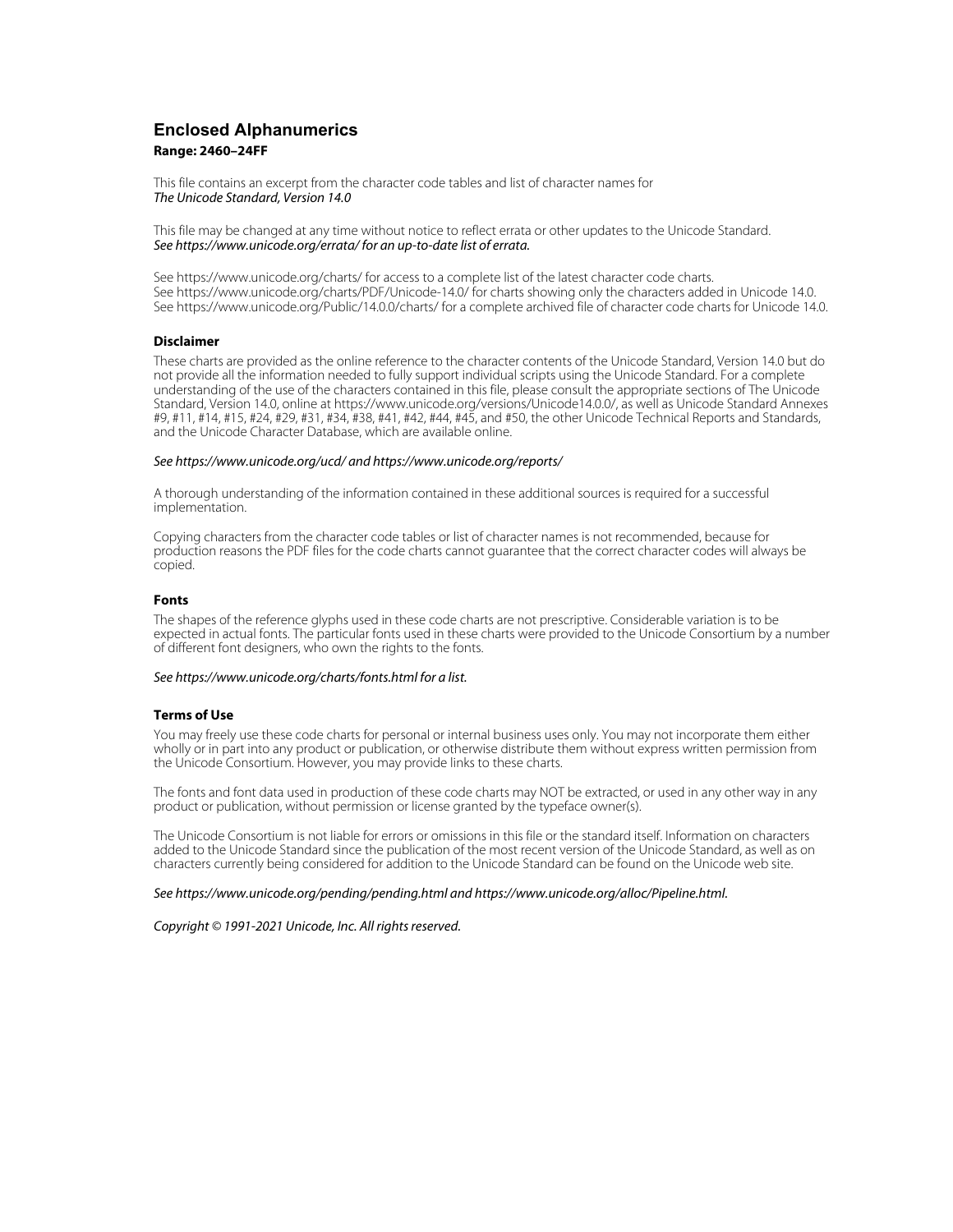# Enclosed Alphanumerics

**Range: 2460–24FF**

This file contains an excerpt from the character code tables and list of character names for
*The Unicode Standard, Version 14.0*

This file may be changed at any time without notice to reflect errata or other updates to the Unicode Standard.
*See https://www.unicode.org/errata/ for an up-to-date list of errata.*

See https://www.unicode.org/charts/ for access to a complete list of the latest character code charts.
See https://www.unicode.org/charts/PDF/Unicode-14.0/ for charts showing only the characters added in Unicode 14.0.
See https://www.unicode.org/Public/14.0.0/charts/ for a complete archived file of character code charts for Unicode 14.0.

### Disclaimer

These charts are provided as the online reference to the character contents of the Unicode Standard, Version 14.0 but do not provide all the information needed to fully support individual scripts using the Unicode Standard. For a complete understanding of the use of the characters contained in this file, please consult the appropriate sections of The Unicode Standard, Version 14.0, online at https://www.unicode.org/versions/Unicode14.0.0/, as well as Unicode Standard Annexes #9, #11, #14, #15, #24, #29, #31, #34, #38, #41, #42, #44, #45, and #50, the other Unicode Technical Reports and Standards, and the Unicode Character Database, which are available online.

*See https://www.unicode.org/ucd/ and https://www.unicode.org/reports/*

A thorough understanding of the information contained in these additional sources is required for a successful implementation.

Copying characters from the character code tables or list of character names is not recommended, because for production reasons the PDF files for the code charts cannot guarantee that the correct character codes will always be copied.

### Fonts

The shapes of the reference glyphs used in these code charts are not prescriptive. Considerable variation is to be expected in actual fonts. The particular fonts used in these charts were provided to the Unicode Consortium by a number of different font designers, who own the rights to the fonts.

*See https://www.unicode.org/charts/fonts.html for a list.*

### Terms of Use

You may freely use these code charts for personal or internal business uses only. You may not incorporate them either wholly or in part into any product or publication, or otherwise distribute them without express written permission from the Unicode Consortium. However, you may provide links to these charts.

The fonts and font data used in production of these code charts may NOT be extracted, or used in any other way in any product or publication, without permission or license granted by the typeface owner(s).

The Unicode Consortium is not liable for errors or omissions in this file or the standard itself. Information on characters added to the Unicode Standard since the publication of the most recent version of the Unicode Standard, as well as on characters currently being considered for addition to the Unicode Standard can be found on the Unicode web site.

*See https://www.unicode.org/pending/pending.html and https://www.unicode.org/alloc/Pipeline.html.*

*Copyright © 1991-2021 Unicode, Inc. All rights reserved.*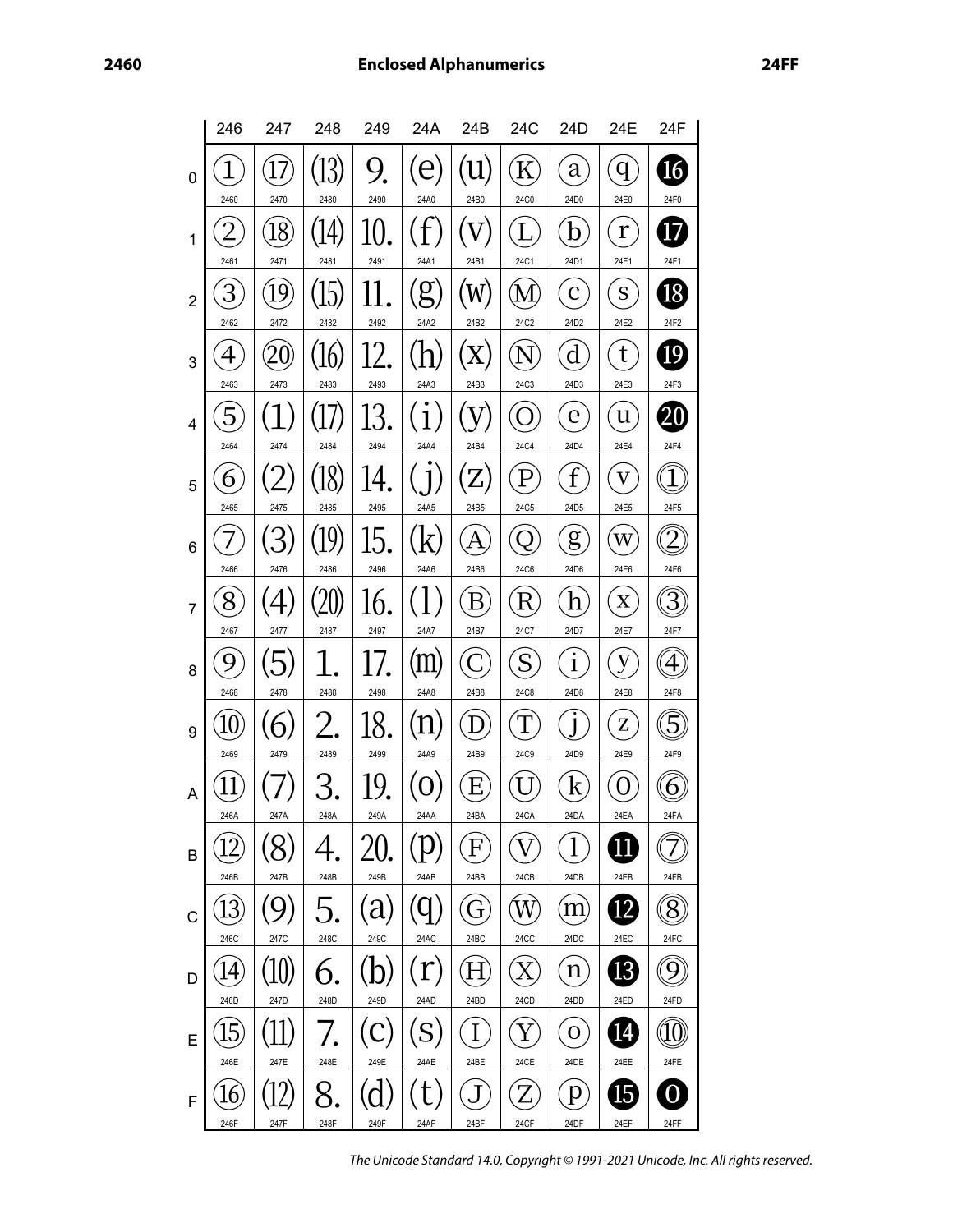# Enclosed Alphanumerics

2460 – 24FF

| | 246 | 247 | 248 | 249 | 24A | 24B | 24C | 24D | 24E | 24F |
|---|---|---|---|---|---|---|---|---|---|---|
| 0 | ① 2460 | ⑰ 2470 | ⒀ 2480 | ⒐ 2490 | ⒠ 24A0 | ⒰ 24B0 | Ⓚ 24C0 | ⓐ 24D0 | ⓠ 24E0 | ⓰ 24F0 |
| 1 | ② 2461 | ⑱ 2471 | ⒁ 2481 | ⒑ 2491 | ⒡ 24A1 | ⒱ 24B1 | Ⓛ 24C1 | ⓑ 24D1 | ⓡ 24E1 | ⓱ 24F1 |
| 2 | ③ 2462 | ⑲ 2472 | ⒂ 2482 | ⒒ 2492 | ⒢ 24A2 | ⒲ 24B2 | Ⓜ 24C2 | ⓒ 24D2 | ⓢ 24E2 | ⓲ 24F2 |
| 3 | ④ 2463 | ⑳ 2473 | ⒃ 2483 | ⒓ 2493 | ⒣ 24A3 | ⒳ 24B3 | Ⓝ 24C3 | ⓓ 24D3 | ⓣ 24E3 | ⓳ 24F3 |
| 4 | ⑤ 2464 | ⑴ 2474 | ⒄ 2484 | ⒔ 2494 | ⒤ 24A4 | ⒴ 24B4 | Ⓞ 24C4 | ⓔ 24D4 | ⓤ 24E4 | ⓴ 24F4 |
| 5 | ⑥ 2465 | ⑵ 2475 | ⒅ 2485 | ⒕ 2495 | ⒥ 24A5 | ⒵ 24B5 | Ⓟ 24C5 | ⓕ 24D5 | ⓥ 24E5 | ⓵ 24F5 |
| 6 | ⑦ 2466 | ⑶ 2476 | ⒆ 2486 | ⒖ 2496 | ⒦ 24A6 | Ⓐ 24B6 | Ⓠ 24C6 | ⓖ 24D6 | ⓦ 24E6 | ⓶ 24F6 |
| 7 | ⑧ 2467 | ⑷ 2477 | ⒇ 2487 | ⒗ 2497 | ⒧ 24A7 | Ⓑ 24B7 | Ⓡ 24C7 | ⓗ 24D7 | ⓧ 24E7 | ⓷ 24F7 |
| 8 | ⑨ 2468 | ⑸ 2478 | ⒈ 2488 | ⒘ 2498 | ⒨ 24A8 | Ⓒ 24B8 | Ⓢ 24C8 | ⓘ 24D8 | ⓨ 24E8 | ⓸ 24F8 |
| 9 | ⑩ 2469 | ⑹ 2479 | ⒉ 2489 | ⒙ 2499 | ⒩ 24A9 | Ⓓ 24B9 | Ⓣ 24C9 | ⓙ 24D9 | ⓩ 24E9 | ⓹ 24F9 |
| A | ⑪ 246A | ⑺ 247A | ⒊ 248A | ⒚ 249A | ⒪ 24AA | Ⓔ 24BA | Ⓤ 24CA | ⓚ 24DA | ⓪ 24EA | ⓺ 24FA |
| B | ⑫ 246B | ⑻ 247B | ⒋ 248B | ⒛ 249B | ⒫ 24AB | Ⓕ 24BB | Ⓥ 24CB | ⓛ 24DB | ⓫ 24EB | ⓻ 24FB |
| C | ⑬ 246C | ⑼ 247C | ⒌ 248C | ⒜ 249C | ⒬ 24AC | Ⓖ 24BC | Ⓦ 24CC | ⓜ 24DC | ⓬ 24EC | ⓼ 24FC |
| D | ⑭ 246D | ⑽ 247D | ⒍ 248D | ⒝ 249D | ⒭ 24AD | Ⓗ 24BD | Ⓧ 24CD | ⓝ 24DD | ⓭ 24ED | ⓽ 24FD |
| E | ⑮ 246E | ⑾ 247E | ⒎ 248E | ⒞ 249E | ⒮ 24AE | Ⓘ 24BE | Ⓨ 24CE | ⓞ 24DE | ⓮ 24EE | ⓾ 24FE |
| F | ⑯ 246F | ⑿ 247F | ⒏ 248F | ⒟ 249F | ⒯ 24AF | Ⓙ 24BF | Ⓩ 24CF | ⓟ 24DF | ⓯ 24EF | ⓿ 24FF |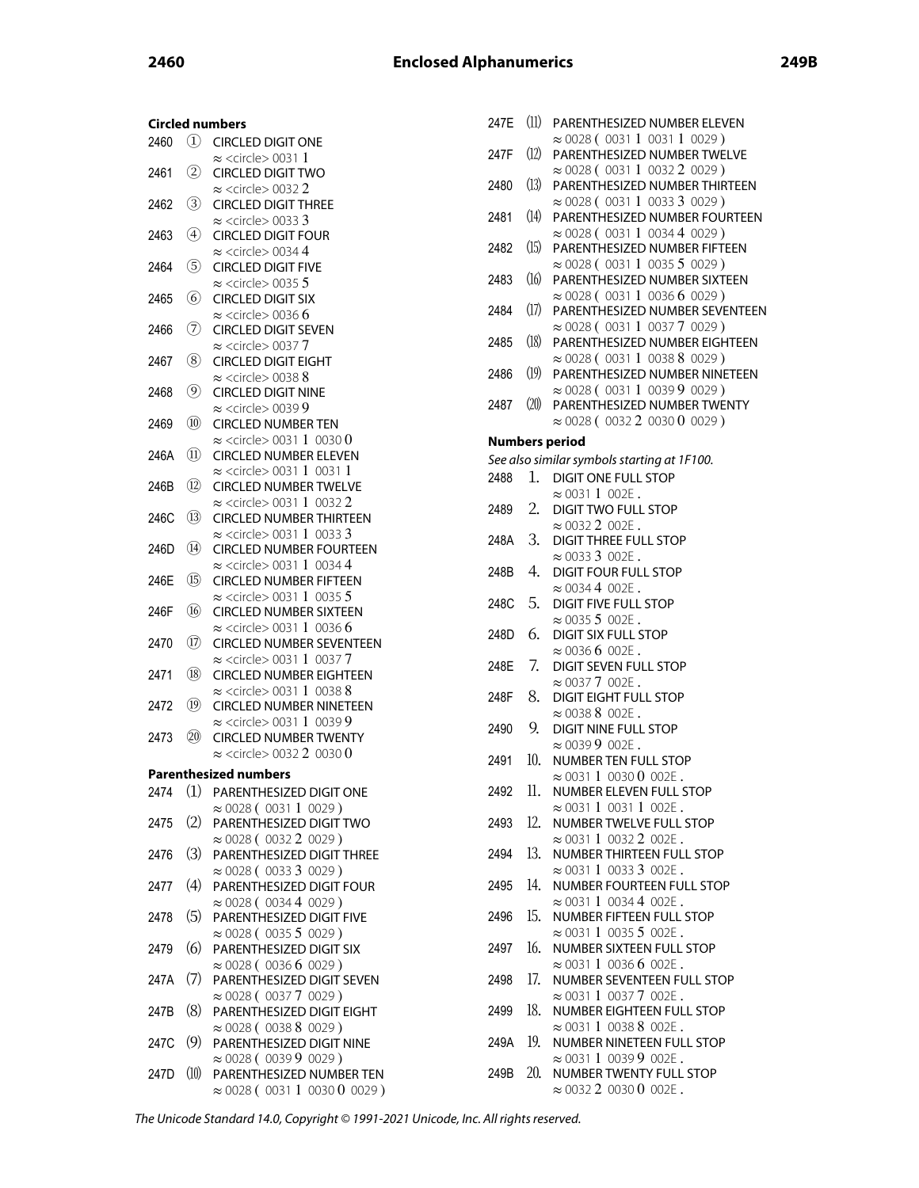## Circled numbers

2460 ① CIRCLED DIGIT ONE
≈ <circle> 0031 1

2461 ② CIRCLED DIGIT TWO
≈ <circle> 0032 2

2462 ③ CIRCLED DIGIT THREE
≈ <circle> 0033 3

2463 ④ CIRCLED DIGIT FOUR
≈ <circle> 0034 4

2464 ⑤ CIRCLED DIGIT FIVE
≈ <circle> 0035 5

2465 ⑥ CIRCLED DIGIT SIX
≈ <circle> 0036 6

2466 ⑦ CIRCLED DIGIT SEVEN
≈ <circle> 0037 7

2467 ⑧ CIRCLED DIGIT EIGHT
≈ <circle> 0038 8

2468 ⑨ CIRCLED DIGIT NINE
≈ <circle> 0039 9

2469 ⑩ CIRCLED NUMBER TEN
≈ <circle> 0031 1 0030 0

246A ⑪ CIRCLED NUMBER ELEVEN
≈ <circle> 0031 1 0031 1

246B ⑫ CIRCLED NUMBER TWELVE
≈ <circle> 0031 1 0032 2

246C ⑬ CIRCLED NUMBER THIRTEEN
≈ <circle> 0031 1 0033 3

246D ⑭ CIRCLED NUMBER FOURTEEN
≈ <circle> 0031 1 0034 4

246E ⑮ CIRCLED NUMBER FIFTEEN
≈ <circle> 0031 1 0035 5

246F ⑯ CIRCLED NUMBER SIXTEEN
≈ <circle> 0031 1 0036 6

2470 ⑰ CIRCLED NUMBER SEVENTEEN
≈ <circle> 0031 1 0037 7

2471 ⑱ CIRCLED NUMBER EIGHTEEN
≈ <circle> 0031 1 0038 8

2472 ⑲ CIRCLED NUMBER NINETEEN
≈ <circle> 0031 1 0039 9

2473 ⑳ CIRCLED NUMBER TWENTY
≈ <circle> 0032 2 0030 0

## Parenthesized numbers

2474 ⑴ PARENTHESIZED DIGIT ONE
≈ 0028 ( 0031 1 0029 )

2475 ⑵ PARENTHESIZED DIGIT TWO
≈ 0028 ( 0032 2 0029 )

2476 ⑶ PARENTHESIZED DIGIT THREE
≈ 0028 ( 0033 3 0029 )

2477 ⑷ PARENTHESIZED DIGIT FOUR
≈ 0028 ( 0034 4 0029 )

2478 ⑸ PARENTHESIZED DIGIT FIVE
≈ 0028 ( 0035 5 0029 )

2479 ⑹ PARENTHESIZED DIGIT SIX
≈ 0028 ( 0036 6 0029 )

247A ⑺ PARENTHESIZED DIGIT SEVEN
≈ 0028 ( 0037 7 0029 )

247B ⑻ PARENTHESIZED DIGIT EIGHT
≈ 0028 ( 0038 8 0029 )

247C ⑼ PARENTHESIZED DIGIT NINE
≈ 0028 ( 0039 9 0029 )

247D ⑽ PARENTHESIZED NUMBER TEN
≈ 0028 ( 0031 1 0030 0 0029 )

247E ⑾ PARENTHESIZED NUMBER ELEVEN
≈ 0028 ( 0031 1 0031 1 0029 )

247F ⑿ PARENTHESIZED NUMBER TWELVE
≈ 0028 ( 0031 1 0032 2 0029 )

2480 ⒀ PARENTHESIZED NUMBER THIRTEEN
≈ 0028 ( 0031 1 0033 3 0029 )

2481 ⒁ PARENTHESIZED NUMBER FOURTEEN
≈ 0028 ( 0031 1 0034 4 0029 )

2482 ⒂ PARENTHESIZED NUMBER FIFTEEN
≈ 0028 ( 0031 1 0035 5 0029 )

2483 ⒃ PARENTHESIZED NUMBER SIXTEEN
≈ 0028 ( 0031 1 0036 6 0029 )

2484 ⒄ PARENTHESIZED NUMBER SEVENTEEN
≈ 0028 ( 0031 1 0037 7 0029 )

2485 ⒅ PARENTHESIZED NUMBER EIGHTEEN
≈ 0028 ( 0031 1 0038 8 0029 )

2486 ⒆ PARENTHESIZED NUMBER NINETEEN
≈ 0028 ( 0031 1 0039 9 0029 )

2487 ⒇ PARENTHESIZED NUMBER TWENTY
≈ 0028 ( 0032 2 0030 0 0029 )

## Numbers period

*See also similar symbols starting at 1F100.*

2488 ⒈ DIGIT ONE FULL STOP
≈ 0031 1 002E .

2489 ⒉ DIGIT TWO FULL STOP
≈ 0032 2 002E .

248A ⒊ DIGIT THREE FULL STOP
≈ 0033 3 002E .

248B ⒋ DIGIT FOUR FULL STOP
≈ 0034 4 002E .

248C ⒌ DIGIT FIVE FULL STOP
≈ 0035 5 002E .

248D ⒍ DIGIT SIX FULL STOP
≈ 0036 6 002E .

248E ⒎ DIGIT SEVEN FULL STOP
≈ 0037 7 002E .

248F ⒏ DIGIT EIGHT FULL STOP
≈ 0038 8 002E .

2490 ⒐ DIGIT NINE FULL STOP
≈ 0039 9 002E .

2491 ⒑ NUMBER TEN FULL STOP
≈ 0031 1 0030 0 002E .

2492 ⒒ NUMBER ELEVEN FULL STOP
≈ 0031 1 0031 1 002E .

2493 ⒓ NUMBER TWELVE FULL STOP
≈ 0031 1 0032 2 002E .

2494 ⒔ NUMBER THIRTEEN FULL STOP
≈ 0031 1 0033 3 002E .

2495 ⒕ NUMBER FOURTEEN FULL STOP
≈ 0031 1 0034 4 002E .

2496 ⒖ NUMBER FIFTEEN FULL STOP
≈ 0031 1 0035 5 002E .

2497 ⒗ NUMBER SIXTEEN FULL STOP
≈ 0031 1 0036 6 002E .

2498 ⒘ NUMBER SEVENTEEN FULL STOP
≈ 0031 1 0037 7 002E .

2499 ⒙ NUMBER EIGHTEEN FULL STOP
≈ 0031 1 0038 8 002E .

249A ⒚ NUMBER NINETEEN FULL STOP
≈ 0031 1 0039 9 002E .

249B ⒛ NUMBER TWENTY FULL STOP
≈ 0032 2 0030 0 002E .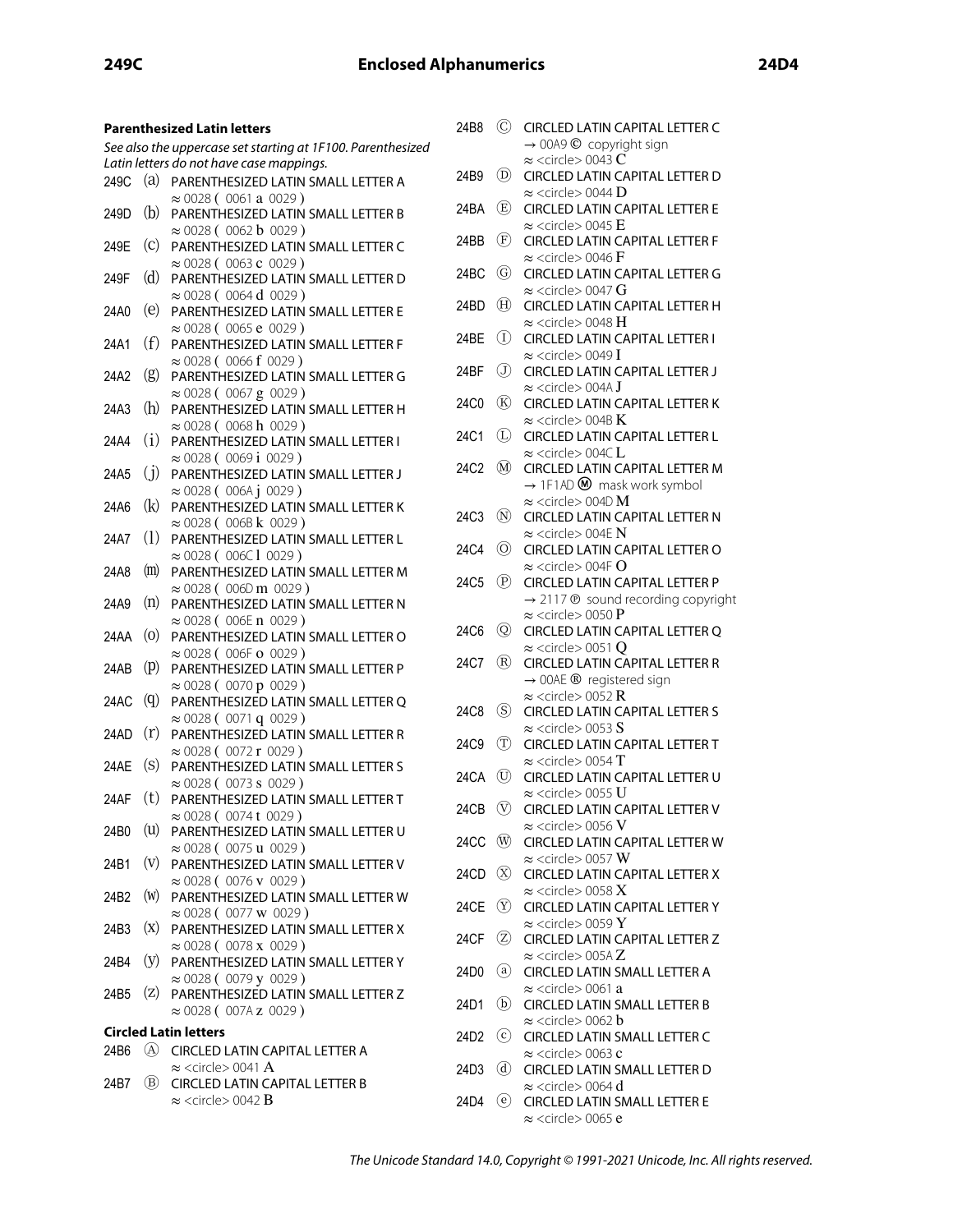**Parenthesized Latin letters**

*See also the uppercase set starting at 1F100. Parenthesized Latin letters do not have case mappings.*

249C ⒜ PARENTHESIZED LATIN SMALL LETTER A
≈ 0028 ( 0061 a 0029 )

249D ⒝ PARENTHESIZED LATIN SMALL LETTER B
≈ 0028 ( 0062 b 0029 )

249E ⒞ PARENTHESIZED LATIN SMALL LETTER C
≈ 0028 ( 0063 c 0029 )

249F ⒟ PARENTHESIZED LATIN SMALL LETTER D
≈ 0028 ( 0064 d 0029 )

24A0 ⒠ PARENTHESIZED LATIN SMALL LETTER E
≈ 0028 ( 0065 e 0029 )

24A1 ⒡ PARENTHESIZED LATIN SMALL LETTER F
≈ 0028 ( 0066 f 0029 )

24A2 ⒢ PARENTHESIZED LATIN SMALL LETTER G
≈ 0028 ( 0067 g 0029 )

24A3 ⒣ PARENTHESIZED LATIN SMALL LETTER H
≈ 0028 ( 0068 h 0029 )

24A4 ⒤ PARENTHESIZED LATIN SMALL LETTER I
≈ 0028 ( 0069 i 0029 )

24A5 ⒥ PARENTHESIZED LATIN SMALL LETTER J
≈ 0028 ( 006A j 0029 )

24A6 ⒦ PARENTHESIZED LATIN SMALL LETTER K
≈ 0028 ( 006B k 0029 )

24A7 ⒧ PARENTHESIZED LATIN SMALL LETTER L
≈ 0028 ( 006C l 0029 )

24A8 ⒨ PARENTHESIZED LATIN SMALL LETTER M
≈ 0028 ( 006D m 0029 )

24A9 ⒩ PARENTHESIZED LATIN SMALL LETTER N
≈ 0028 ( 006E n 0029 )

24AA ⒪ PARENTHESIZED LATIN SMALL LETTER O
≈ 0028 ( 006F o 0029 )

24AB ⒫ PARENTHESIZED LATIN SMALL LETTER P
≈ 0028 ( 0070 p 0029 )

24AC ⒬ PARENTHESIZED LATIN SMALL LETTER Q
≈ 0028 ( 0071 q 0029 )

24AD ⒭ PARENTHESIZED LATIN SMALL LETTER R
≈ 0028 ( 0072 r 0029 )

24AE ⒮ PARENTHESIZED LATIN SMALL LETTER S
≈ 0028 ( 0073 s 0029 )

24AF ⒯ PARENTHESIZED LATIN SMALL LETTER T
≈ 0028 ( 0074 t 0029 )

24B0 ⒰ PARENTHESIZED LATIN SMALL LETTER U
≈ 0028 ( 0075 u 0029 )

24B1 ⒱ PARENTHESIZED LATIN SMALL LETTER V
≈ 0028 ( 0076 v 0029 )

24B2 ⒲ PARENTHESIZED LATIN SMALL LETTER W
≈ 0028 ( 0077 w 0029 )

24B3 ⒳ PARENTHESIZED LATIN SMALL LETTER X
≈ 0028 ( 0078 x 0029 )

24B4 ⒴ PARENTHESIZED LATIN SMALL LETTER Y
≈ 0028 ( 0079 y 0029 )

24B5 ⒵ PARENTHESIZED LATIN SMALL LETTER Z
≈ 0028 ( 007A z 0029 )

**Circled Latin letters**

24B6 Ⓐ CIRCLED LATIN CAPITAL LETTER A
≈ <circle> 0041 A

24B7 Ⓑ CIRCLED LATIN CAPITAL LETTER B
≈ <circle> 0042 B

24B8 Ⓒ CIRCLED LATIN CAPITAL LETTER C
→ 00A9 © copyright sign
≈ <circle> 0043 C

24B9 Ⓓ CIRCLED LATIN CAPITAL LETTER D
≈ <circle> 0044 D

24BA Ⓔ CIRCLED LATIN CAPITAL LETTER E
≈ <circle> 0045 E

24BB Ⓕ CIRCLED LATIN CAPITAL LETTER F
≈ <circle> 0046 F

24BC Ⓖ CIRCLED LATIN CAPITAL LETTER G
≈ <circle> 0047 G

24BD Ⓗ CIRCLED LATIN CAPITAL LETTER H
≈ <circle> 0048 H

24BE Ⓘ CIRCLED LATIN CAPITAL LETTER I
≈ <circle> 0049 I

24BF Ⓙ CIRCLED LATIN CAPITAL LETTER J
≈ <circle> 004A J

24C0 Ⓚ CIRCLED LATIN CAPITAL LETTER K
≈ <circle> 004B K

24C1 Ⓛ CIRCLED LATIN CAPITAL LETTER L
≈ <circle> 004C L

24C2 Ⓜ CIRCLED LATIN CAPITAL LETTER M
→ 1F1AD 🆭 mask work symbol
≈ <circle> 004D M

24C3 Ⓝ CIRCLED LATIN CAPITAL LETTER N
≈ <circle> 004E N

24C4 Ⓞ CIRCLED LATIN CAPITAL LETTER O
≈ <circle> 004F O

24C5 Ⓟ CIRCLED LATIN CAPITAL LETTER P
→ 2117 ℗ sound recording copyright
≈ <circle> 0050 P

24C6 Ⓠ CIRCLED LATIN CAPITAL LETTER Q
≈ <circle> 0051 Q

24C7 Ⓡ CIRCLED LATIN CAPITAL LETTER R
→ 00AE ® registered sign
≈ <circle> 0052 R

24C8 Ⓢ CIRCLED LATIN CAPITAL LETTER S
≈ <circle> 0053 S

24C9 Ⓣ CIRCLED LATIN CAPITAL LETTER T
≈ <circle> 0054 T

24CA Ⓤ CIRCLED LATIN CAPITAL LETTER U
≈ <circle> 0055 U

24CB Ⓥ CIRCLED LATIN CAPITAL LETTER V
≈ <circle> 0056 V

24CC Ⓦ CIRCLED LATIN CAPITAL LETTER W
≈ <circle> 0057 W

24CD Ⓧ CIRCLED LATIN CAPITAL LETTER X
≈ <circle> 0058 X

24CE Ⓨ CIRCLED LATIN CAPITAL LETTER Y
≈ <circle> 0059 Y

24CF Ⓩ CIRCLED LATIN CAPITAL LETTER Z
≈ <circle> 005A Z

24D0 ⓐ CIRCLED LATIN SMALL LETTER A
≈ <circle> 0061 a

24D1 ⓑ CIRCLED LATIN SMALL LETTER B
≈ <circle> 0062 b

24D2 ⓒ CIRCLED LATIN SMALL LETTER C
≈ <circle> 0063 c

24D3 ⓓ CIRCLED LATIN SMALL LETTER D
≈ <circle> 0064 d

24D4 ⓔ CIRCLED LATIN SMALL LETTER E
≈ <circle> 0065 e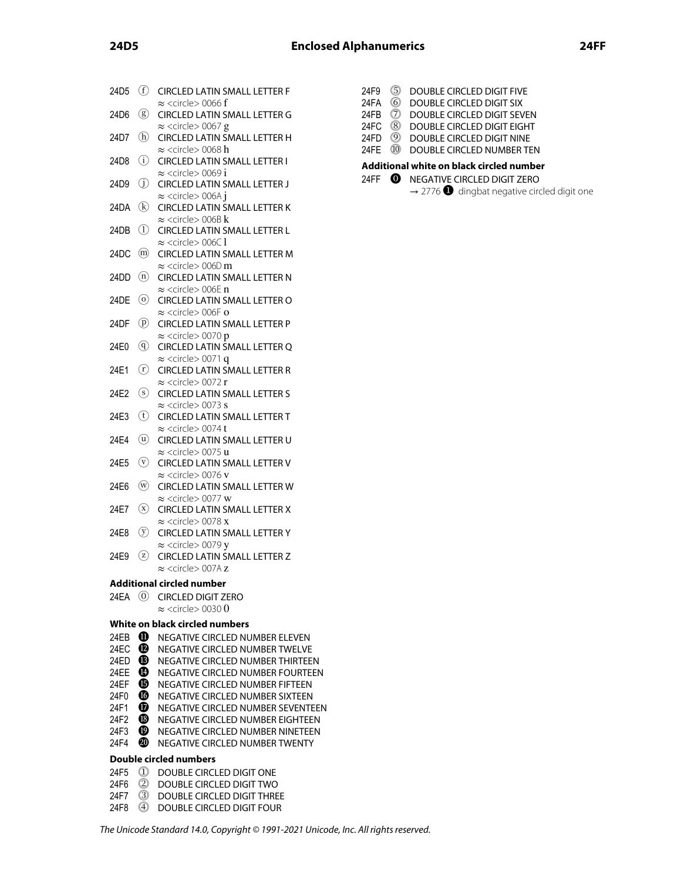24D5 ⓕ CIRCLED LATIN SMALL LETTER F
≈ <circle> 0066 f

24D6 ⓖ CIRCLED LATIN SMALL LETTER G
≈ <circle> 0067 g

24D7 ⓗ CIRCLED LATIN SMALL LETTER H
≈ <circle> 0068 h

24D8 ⓘ CIRCLED LATIN SMALL LETTER I
≈ <circle> 0069 i

24D9 ⓙ CIRCLED LATIN SMALL LETTER J
≈ <circle> 006A j

24DA ⓚ CIRCLED LATIN SMALL LETTER K
≈ <circle> 006B k

24DB ⓛ CIRCLED LATIN SMALL LETTER L
≈ <circle> 006C l

24DC ⓜ CIRCLED LATIN SMALL LETTER M
≈ <circle> 006D m

24DD ⓝ CIRCLED LATIN SMALL LETTER N
≈ <circle> 006E n

24DE ⓞ CIRCLED LATIN SMALL LETTER O
≈ <circle> 006F o

24DF ⓟ CIRCLED LATIN SMALL LETTER P
≈ <circle> 0070 p

24E0 ⓠ CIRCLED LATIN SMALL LETTER Q
≈ <circle> 0071 q

24E1 ⓡ CIRCLED LATIN SMALL LETTER R
≈ <circle> 0072 r

24E2 ⓢ CIRCLED LATIN SMALL LETTER S
≈ <circle> 0073 s

24E3 ⓣ CIRCLED LATIN SMALL LETTER T
≈ <circle> 0074 t

24E4 ⓤ CIRCLED LATIN SMALL LETTER U
≈ <circle> 0075 u

24E5 ⓥ CIRCLED LATIN SMALL LETTER V
≈ <circle> 0076 v

24E6 ⓦ CIRCLED LATIN SMALL LETTER W
≈ <circle> 0077 w

24E7 ⓧ CIRCLED LATIN SMALL LETTER X
≈ <circle> 0078 x

24E8 ⓨ CIRCLED LATIN SMALL LETTER Y
≈ <circle> 0079 y

24E9 ⓩ CIRCLED LATIN SMALL LETTER Z
≈ <circle> 007A z

**Additional circled number**

24EA ⓪ CIRCLED DIGIT ZERO
≈ <circle> 0030 0

**White on black circled numbers**

24EB ⓫ NEGATIVE CIRCLED NUMBER ELEVEN
24EC ⓬ NEGATIVE CIRCLED NUMBER TWELVE
24ED ⓭ NEGATIVE CIRCLED NUMBER THIRTEEN
24EE ⓮ NEGATIVE CIRCLED NUMBER FOURTEEN
24EF ⓯ NEGATIVE CIRCLED NUMBER FIFTEEN
24F0 ⓰ NEGATIVE CIRCLED NUMBER SIXTEEN
24F1 ⓱ NEGATIVE CIRCLED NUMBER SEVENTEEN
24F2 ⓲ NEGATIVE CIRCLED NUMBER EIGHTEEN
24F3 ⓳ NEGATIVE CIRCLED NUMBER NINETEEN
24F4 ⓴ NEGATIVE CIRCLED NUMBER TWENTY

**Double circled numbers**

24F5 ⓵ DOUBLE CIRCLED DIGIT ONE
24F6 ⓶ DOUBLE CIRCLED DIGIT TWO
24F7 ⓷ DOUBLE CIRCLED DIGIT THREE
24F8 ⓸ DOUBLE CIRCLED DIGIT FOUR
24F9 ⓹ DOUBLE CIRCLED DIGIT FIVE
24FA ⓺ DOUBLE CIRCLED DIGIT SIX
24FB ⓻ DOUBLE CIRCLED DIGIT SEVEN
24FC ⓼ DOUBLE CIRCLED DIGIT EIGHT
24FD ⓽ DOUBLE CIRCLED DIGIT NINE
24FE ⓾ DOUBLE CIRCLED NUMBER TEN

**Additional white on black circled number**

24FF ⓿ NEGATIVE CIRCLED DIGIT ZERO
→ 2776 ❶ dingbat negative circled digit one